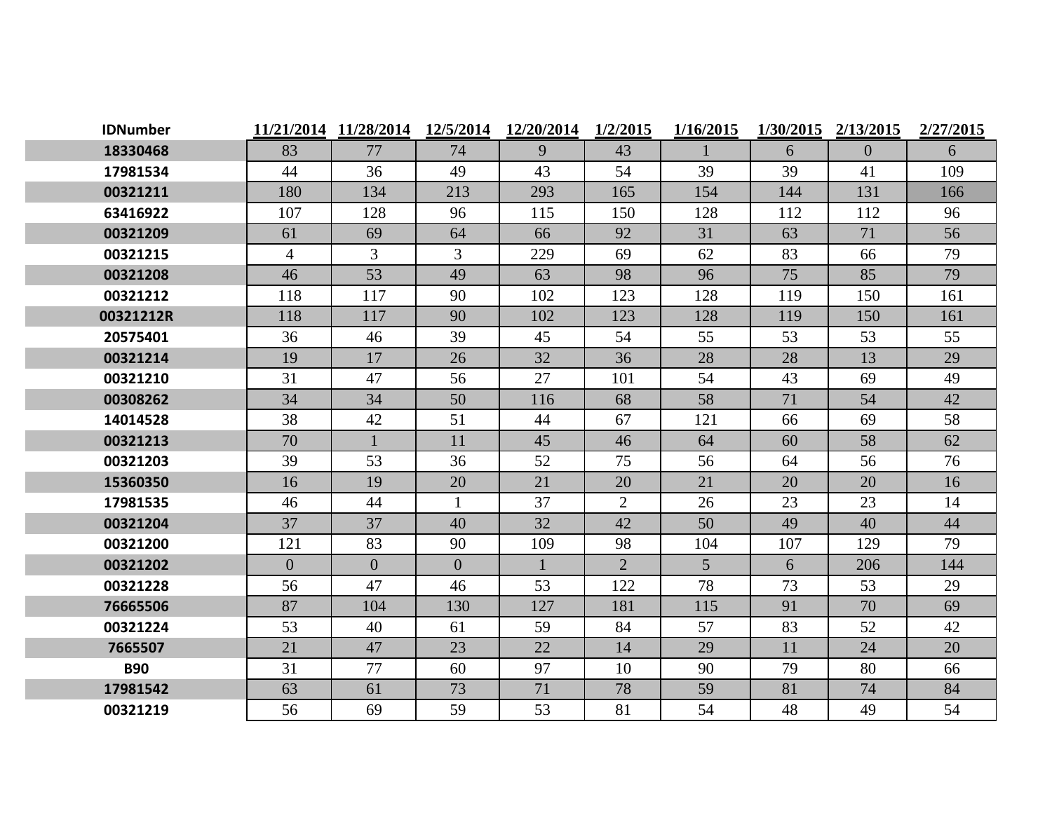| IDNumber | 11/21/2014 | 11/28/2014 | 12/5/2014 | 12/20/2014 | 1/2/2015 | 1/16/2015 | 1/30/2015 | 2/13/2015 | 2/27/2015 |
|---|---|---|---|---|---|---|---|---|---|
| 18330468 | 83 | 77 | 74 | 9 | 43 | 1 | 6 | 0 | 6 |
| 17981534 | 44 | 36 | 49 | 43 | 54 | 39 | 39 | 41 | 109 |
| 00321211 | 180 | 134 | 213 | 293 | 165 | 154 | 144 | 131 | 166 |
| 63416922 | 107 | 128 | 96 | 115 | 150 | 128 | 112 | 112 | 96 |
| 00321209 | 61 | 69 | 64 | 66 | 92 | 31 | 63 | 71 | 56 |
| 00321215 | 4 | 3 | 3 | 229 | 69 | 62 | 83 | 66 | 79 |
| 00321208 | 46 | 53 | 49 | 63 | 98 | 96 | 75 | 85 | 79 |
| 00321212 | 118 | 117 | 90 | 102 | 123 | 128 | 119 | 150 | 161 |
| 00321212R | 118 | 117 | 90 | 102 | 123 | 128 | 119 | 150 | 161 |
| 20575401 | 36 | 46 | 39 | 45 | 54 | 55 | 53 | 53 | 55 |
| 00321214 | 19 | 17 | 26 | 32 | 36 | 28 | 28 | 13 | 29 |
| 00321210 | 31 | 47 | 56 | 27 | 101 | 54 | 43 | 69 | 49 |
| 00308262 | 34 | 34 | 50 | 116 | 68 | 58 | 71 | 54 | 42 |
| 14014528 | 38 | 42 | 51 | 44 | 67 | 121 | 66 | 69 | 58 |
| 00321213 | 70 | 1 | 11 | 45 | 46 | 64 | 60 | 58 | 62 |
| 00321203 | 39 | 53 | 36 | 52 | 75 | 56 | 64 | 56 | 76 |
| 15360350 | 16 | 19 | 20 | 21 | 20 | 21 | 20 | 20 | 16 |
| 17981535 | 46 | 44 | 1 | 37 | 2 | 26 | 23 | 23 | 14 |
| 00321204 | 37 | 37 | 40 | 32 | 42 | 50 | 49 | 40 | 44 |
| 00321200 | 121 | 83 | 90 | 109 | 98 | 104 | 107 | 129 | 79 |
| 00321202 | 0 | 0 | 0 | 1 | 2 | 5 | 6 | 206 | 144 |
| 00321228 | 56 | 47 | 46 | 53 | 122 | 78 | 73 | 53 | 29 |
| 76665506 | 87 | 104 | 130 | 127 | 181 | 115 | 91 | 70 | 69 |
| 00321224 | 53 | 40 | 61 | 59 | 84 | 57 | 83 | 52 | 42 |
| 7665507 | 21 | 47 | 23 | 22 | 14 | 29 | 11 | 24 | 20 |
| B90 | 31 | 77 | 60 | 97 | 10 | 90 | 79 | 80 | 66 |
| 17981542 | 63 | 61 | 73 | 71 | 78 | 59 | 81 | 74 | 84 |
| 00321219 | 56 | 69 | 59 | 53 | 81 | 54 | 48 | 49 | 54 |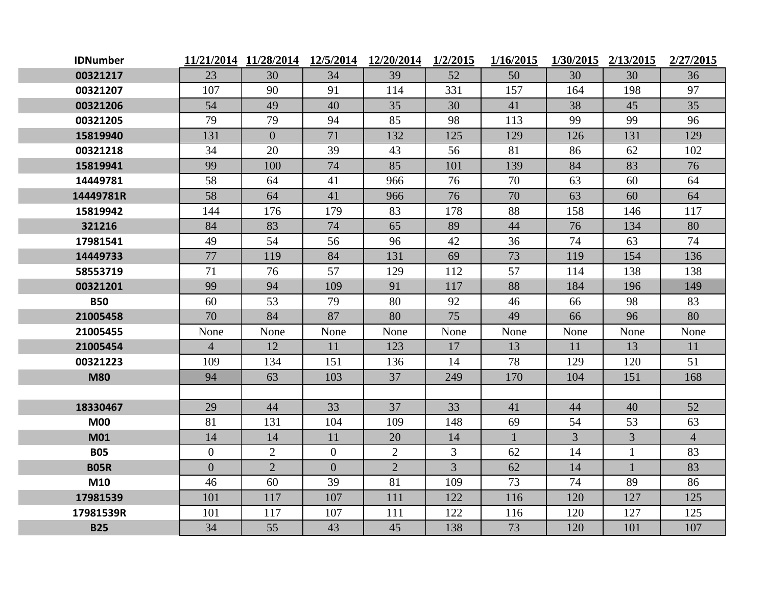| IDNumber | 11/21/2014 | 11/28/2014 | 12/5/2014 | 12/20/2014 | 1/2/2015 | 1/16/2015 | 1/30/2015 | 2/13/2015 | 2/27/2015 |
|---|---|---|---|---|---|---|---|---|---|
| 00321217 | 23 | 30 | 34 | 39 | 52 | 50 | 30 | 30 | 36 |
| 00321207 | 107 | 90 | 91 | 114 | 331 | 157 | 164 | 198 | 97 |
| 00321206 | 54 | 49 | 40 | 35 | 30 | 41 | 38 | 45 | 35 |
| 00321205 | 79 | 79 | 94 | 85 | 98 | 113 | 99 | 99 | 96 |
| 15819940 | 131 | 0 | 71 | 132 | 125 | 129 | 126 | 131 | 129 |
| 00321218 | 34 | 20 | 39 | 43 | 56 | 81 | 86 | 62 | 102 |
| 15819941 | 99 | 100 | 74 | 85 | 101 | 139 | 84 | 83 | 76 |
| 14449781 | 58 | 64 | 41 | 966 | 76 | 70 | 63 | 60 | 64 |
| 14449781R | 58 | 64 | 41 | 966 | 76 | 70 | 63 | 60 | 64 |
| 15819942 | 144 | 176 | 179 | 83 | 178 | 88 | 158 | 146 | 117 |
| 321216 | 84 | 83 | 74 | 65 | 89 | 44 | 76 | 134 | 80 |
| 17981541 | 49 | 54 | 56 | 96 | 42 | 36 | 74 | 63 | 74 |
| 14449733 | 77 | 119 | 84 | 131 | 69 | 73 | 119 | 154 | 136 |
| 58553719 | 71 | 76 | 57 | 129 | 112 | 57 | 114 | 138 | 138 |
| 00321201 | 99 | 94 | 109 | 91 | 117 | 88 | 184 | 196 | 149 |
| B50 | 60 | 53 | 79 | 80 | 92 | 46 | 66 | 98 | 83 |
| 21005458 | 70 | 84 | 87 | 80 | 75 | 49 | 66 | 96 | 80 |
| 21005455 | None | None | None | None | None | None | None | None | None |
| 21005454 | 4 | 12 | 11 | 123 | 17 | 13 | 11 | 13 | 11 |
| 00321223 | 109 | 134 | 151 | 136 | 14 | 78 | 129 | 120 | 51 |
| M80 | 94 | 63 | 103 | 37 | 249 | 170 | 104 | 151 | 168 |
| | | | | | | | | | |
| 18330467 | 29 | 44 | 33 | 37 | 33 | 41 | 44 | 40 | 52 |
| M00 | 81 | 131 | 104 | 109 | 148 | 69 | 54 | 53 | 63 |
| M01 | 14 | 14 | 11 | 20 | 14 | 1 | 3 | 3 | 4 |
| B05 | 0 | 2 | 0 | 2 | 3 | 62 | 14 | 1 | 83 |
| B05R | 0 | 2 | 0 | 2 | 3 | 62 | 14 | 1 | 83 |
| M10 | 46 | 60 | 39 | 81 | 109 | 73 | 74 | 89 | 86 |
| 17981539 | 101 | 117 | 107 | 111 | 122 | 116 | 120 | 127 | 125 |
| 17981539R | 101 | 117 | 107 | 111 | 122 | 116 | 120 | 127 | 125 |
| B25 | 34 | 55 | 43 | 45 | 138 | 73 | 120 | 101 | 107 |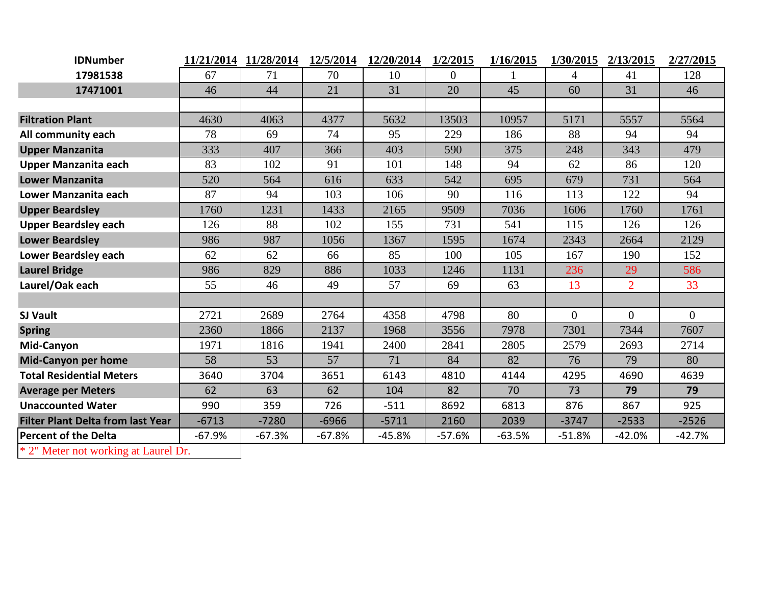| IDNumber | 11/21/2014 | 11/28/2014 | 12/5/2014 | 12/20/2014 | 1/2/2015 | 1/16/2015 | 1/30/2015 | 2/13/2015 | 2/27/2015 |
|---|---|---|---|---|---|---|---|---|---|
| 17981538 | 67 | 71 | 70 | 10 | 0 | 1 | 4 | 41 | 128 |
| 17471001 | 46 | 44 | 21 | 31 | 20 | 45 | 60 | 31 | 46 |
| | | | | | | | | | |
| **Filtration Plant** | 4630 | 4063 | 4377 | 5632 | 13503 | 10957 | 5171 | 5557 | 5564 |
| **All community each** | 78 | 69 | 74 | 95 | 229 | 186 | 88 | 94 | 94 |
| **Upper Manzanita** | 333 | 407 | 366 | 403 | 590 | 375 | 248 | 343 | 479 |
| **Upper Manzanita each** | 83 | 102 | 91 | 101 | 148 | 94 | 62 | 86 | 120 |
| **Lower Manzanita** | 520 | 564 | 616 | 633 | 542 | 695 | 679 | 731 | 564 |
| **Lower Manzanita each** | 87 | 94 | 103 | 106 | 90 | 116 | 113 | 122 | 94 |
| **Upper Beardsley** | 1760 | 1231 | 1433 | 2165 | 9509 | 7036 | 1606 | 1760 | 1761 |
| **Upper Beardsley each** | 126 | 88 | 102 | 155 | 731 | 541 | 115 | 126 | 126 |
| **Lower Beardsley** | 986 | 987 | 1056 | 1367 | 1595 | 1674 | 2343 | 2664 | 2129 |
| **Lower Beardsley each** | 62 | 62 | 66 | 85 | 100 | 105 | 167 | 190 | 152 |
| **Laurel Bridge** | 986 | 829 | 886 | 1033 | 1246 | 1131 | 236 | 29 | 586 |
| **Laurel/Oak each** | 55 | 46 | 49 | 57 | 69 | 63 | 13 | 2 | 33 |
| | | | | | | | | | |
| **SJ Vault** | 2721 | 2689 | 2764 | 4358 | 4798 | 80 | 0 | 0 | 0 |
| **Spring** | 2360 | 1866 | 2137 | 1968 | 3556 | 7978 | 7301 | 7344 | 7607 |
| **Mid-Canyon** | 1971 | 1816 | 1941 | 2400 | 2841 | 2805 | 2579 | 2693 | 2714 |
| **Mid-Canyon per home** | 58 | 53 | 57 | 71 | 84 | 82 | 76 | 79 | 80 |
| **Total Residential Meters** | 3640 | 3704 | 3651 | 6143 | 4810 | 4144 | 4295 | 4690 | 4639 |
| **Average per Meters** | 62 | 63 | 62 | 104 | 82 | 70 | 73 | **79** | **79** |
| **Unaccounted Water** | 990 | 359 | 726 | -511 | 8692 | 6813 | 876 | 867 | 925 |
| **Filter Plant Delta from last Year** | -6713 | -7280 | -6966 | -5711 | 2160 | 2039 | -3747 | -2533 | -2526 |
| **Percent of the Delta** | -67.9% | -67.3% | -67.8% | -45.8% | -57.6% | -63.5% | -51.8% | -42.0% | -42.7% |

* 2" Meter not working at Laurel Dr.